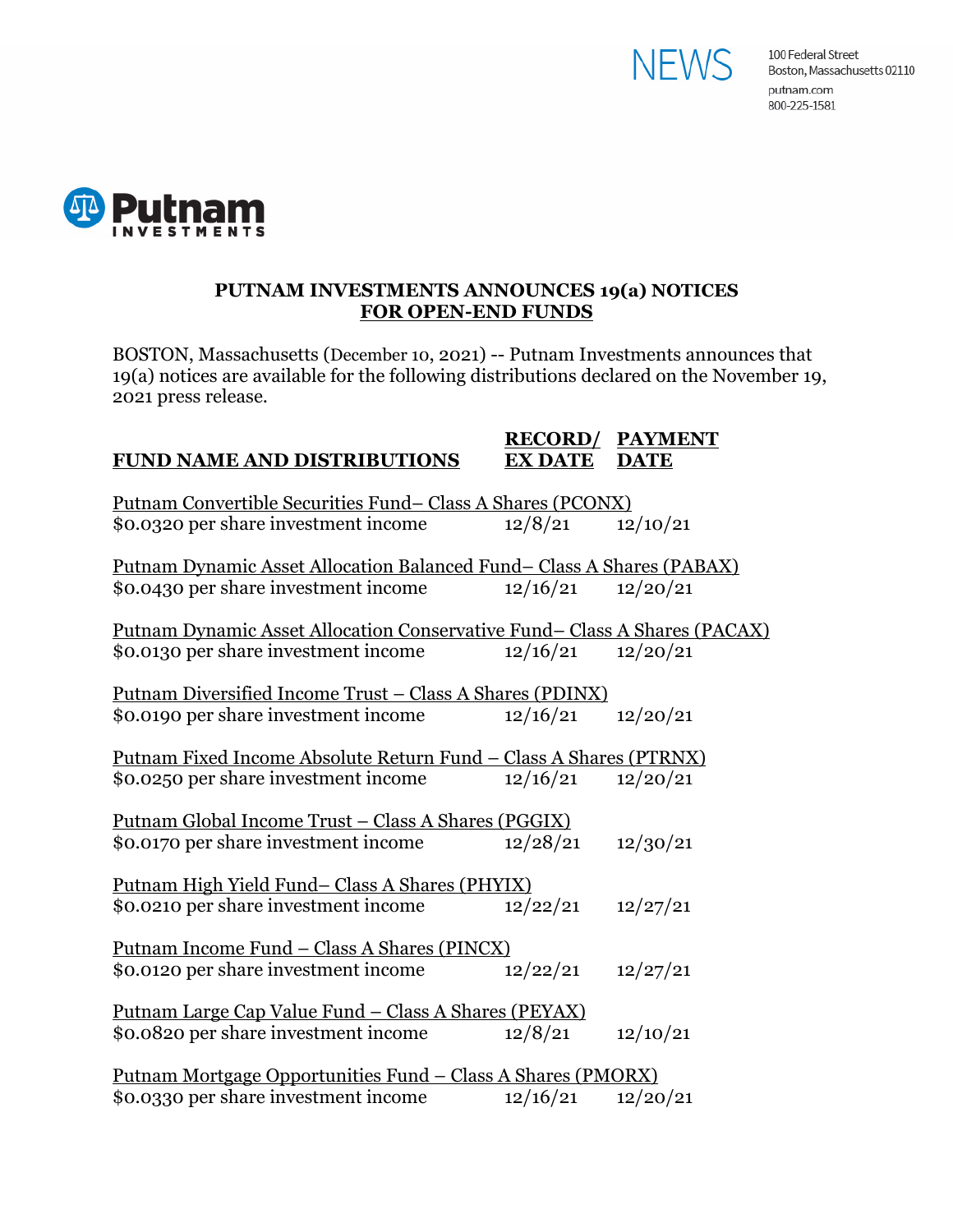NEWS

100 Federal Street
Boston, Massachusetts 02110
putnam.com
800-225-1581

Putnam INVESTMENTS

# PUTNAM INVESTMENTS ANNOUNCES 19(a) NOTICES FOR OPEN-END FUNDS

BOSTON, Massachusetts (December 10, 2021) -- Putnam Investments announces that 19(a) notices are available for the following distributions declared on the November 19, 2021 press release.

| FUND NAME AND DISTRIBUTIONS | RECORD/ EX DATE | PAYMENT DATE |
|---|---|---|
| Putnam Convertible Securities Fund– Class A Shares (PCONX) | | |
| $0.0320 per share investment income | 12/8/21 | 12/10/21 |
| Putnam Dynamic Asset Allocation Balanced Fund– Class A Shares (PABAX) | | |
| $0.0430 per share investment income | 12/16/21 | 12/20/21 |
| Putnam Dynamic Asset Allocation Conservative Fund– Class A Shares (PACAX) | | |
| $0.0130 per share investment income | 12/16/21 | 12/20/21 |
| Putnam Diversified Income Trust – Class A Shares (PDINX) | | |
| $0.0190 per share investment income | 12/16/21 | 12/20/21 |
| Putnam Fixed Income Absolute Return Fund – Class A Shares (PTRNX) | | |
| $0.0250 per share investment income | 12/16/21 | 12/20/21 |
| Putnam Global Income Trust – Class A Shares (PGGIX) | | |
| $0.0170 per share investment income | 12/28/21 | 12/30/21 |
| Putnam High Yield Fund– Class A Shares (PHYIX) | | |
| $0.0210 per share investment income | 12/22/21 | 12/27/21 |
| Putnam Income Fund – Class A Shares (PINCX) | | |
| $0.0120 per share investment income | 12/22/21 | 12/27/21 |
| Putnam Large Cap Value Fund – Class A Shares (PEYAX) | | |
| $0.0820 per share investment income | 12/8/21 | 12/10/21 |
| Putnam Mortgage Opportunities Fund – Class A Shares (PMORX) | | |
| $0.0330 per share investment income | 12/16/21 | 12/20/21 |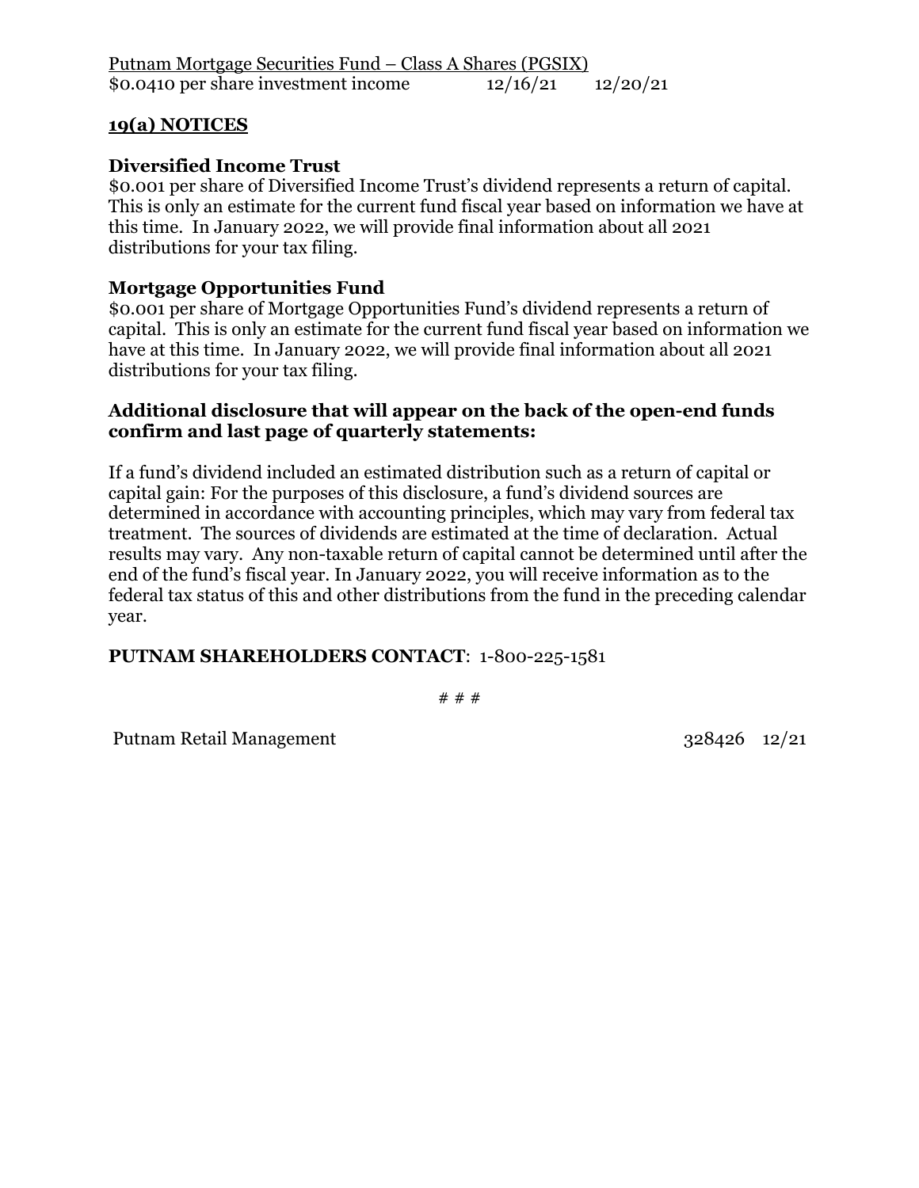Putnam Mortgage Securities Fund – Class A Shares (PGSIX)
$0.0410 per share investment income 12/16/21 12/20/21

## 19(a) NOTICES

### Diversified Income Trust

$0.001 per share of Diversified Income Trust's dividend represents a return of capital. This is only an estimate for the current fund fiscal year based on information we have at this time. In January 2022, we will provide final information about all 2021 distributions for your tax filing.

### Mortgage Opportunities Fund

$0.001 per share of Mortgage Opportunities Fund's dividend represents a return of capital. This is only an estimate for the current fund fiscal year based on information we have at this time. In January 2022, we will provide final information about all 2021 distributions for your tax filing.

### Additional disclosure that will appear on the back of the open-end funds confirm and last page of quarterly statements:

If a fund's dividend included an estimated distribution such as a return of capital or capital gain: For the purposes of this disclosure, a fund's dividend sources are determined in accordance with accounting principles, which may vary from federal tax treatment. The sources of dividends are estimated at the time of declaration. Actual results may vary. Any non-taxable return of capital cannot be determined until after the end of the fund's fiscal year. In January 2022, you will receive information as to the federal tax status of this and other distributions from the fund in the preceding calendar year.

**PUTNAM SHAREHOLDERS CONTACT**: 1-800-225-1581

# # #

Putnam Retail Management 328426 12/21